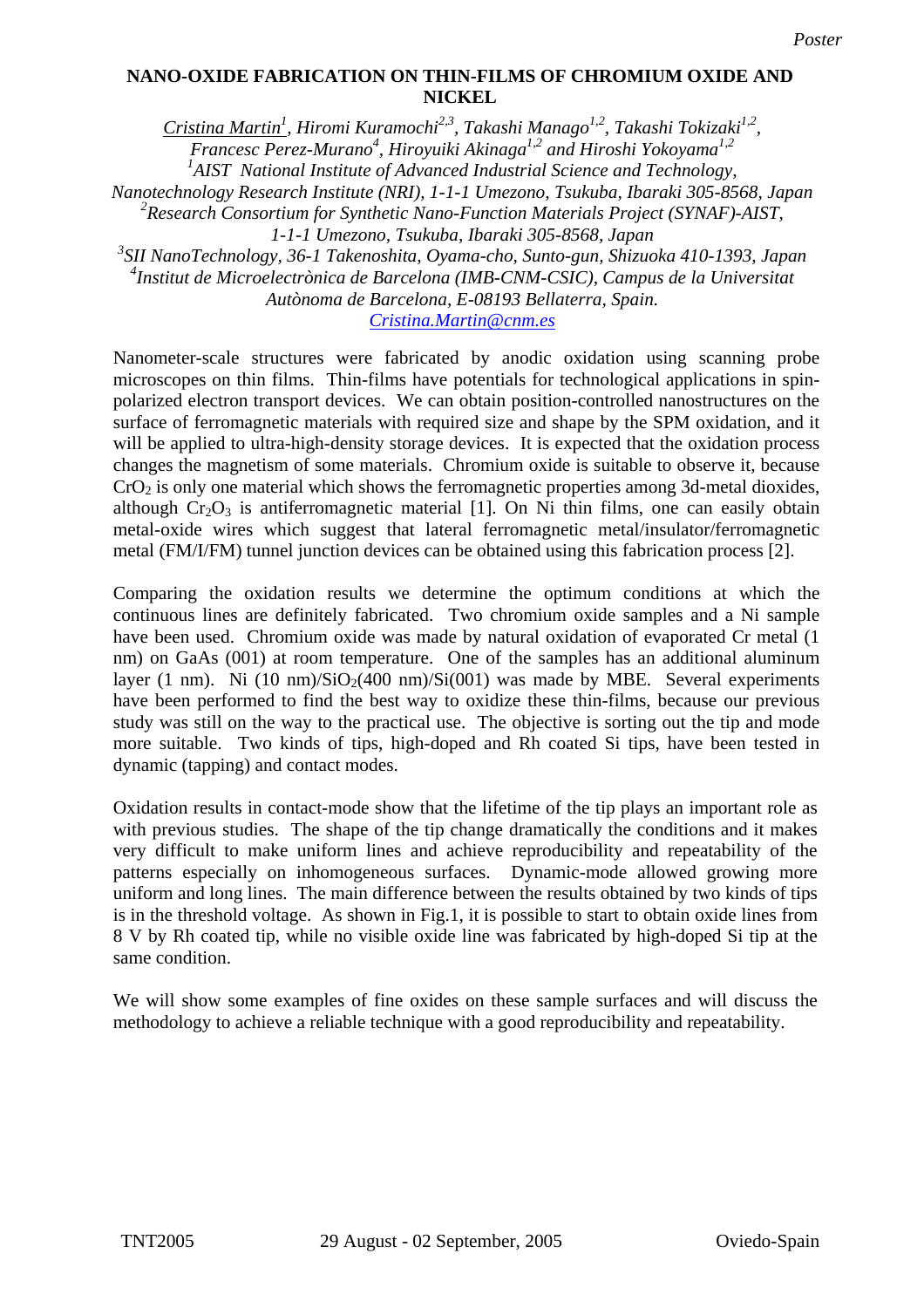Poster

# NANO-OXIDE FABRICATION ON THIN-FILMS OF CHROMIUM OXIDE AND NICKEL

*Cristina Martin[1], Hiromi Kuramochi[2,3], Takashi Manago[1,2], Takashi Tokizaki[1,2], Francesc Perez-Murano[4], Hiroyuiki Akinaga[1,2] and Hiroshi Yokoyama[1,2]*

*[1]AIST National Institute of Advanced Industrial Science and Technology, Nanotechnology Research Institute (NRI), 1-1-1 Umezono, Tsukuba, Ibaraki 305-8568, Japan*

*[2]Research Consortium for Synthetic Nano-Function Materials Project (SYNAF)-AIST, 1-1-1 Umezono, Tsukuba, Ibaraki 305-8568, Japan*

*[3]SII NanoTechnology, 36-1 Takenoshita, Oyama-cho, Sunto-gun, Shizuoka 410-1393, Japan*

*[4]Institut de Microelectrònica de Barcelona (IMB-CNM-CSIC), Campus de la Universitat Autònoma de Barcelona, E-08193 Bellaterra, Spain.*

*Cristina.Martin@cnm.es*

Nanometer-scale structures were fabricated by anodic oxidation using scanning probe microscopes on thin films. Thin-films have potentials for technological applications in spin-polarized electron transport devices. We can obtain position-controlled nanostructures on the surface of ferromagnetic materials with required size and shape by the SPM oxidation, and it will be applied to ultra-high-density storage devices. It is expected that the oxidation process changes the magnetism of some materials. Chromium oxide is suitable to observe it, because $CrO_2$ is only one material which shows the ferromagnetic properties among 3d-metal dioxides, although $Cr_2O_3$ is antiferromagnetic material [1]. On Ni thin films, one can easily obtain metal-oxide wires which suggest that lateral ferromagnetic metal/insulator/ferromagnetic metal (FM/I/FM) tunnel junction devices can be obtained using this fabrication process [2].

Comparing the oxidation results we determine the optimum conditions at which the continuous lines are definitely fabricated. Two chromium oxide samples and a Ni sample have been used. Chromium oxide was made by natural oxidation of evaporated Cr metal (1 nm) on GaAs (001) at room temperature. One of the samples has an additional aluminum layer (1 nm). Ni (10 nm)/$SiO_2$(400 nm)/Si(001) was made by MBE. Several experiments have been performed to find the best way to oxidize these thin-films, because our previous study was still on the way to the practical use. The objective is sorting out the tip and mode more suitable. Two kinds of tips, high-doped and Rh coated Si tips, have been tested in dynamic (tapping) and contact modes.

Oxidation results in contact-mode show that the lifetime of the tip plays an important role as with previous studies. The shape of the tip change dramatically the conditions and it makes very difficult to make uniform lines and achieve reproducibility and repeatability of the patterns especially on inhomogeneous surfaces. Dynamic-mode allowed growing more uniform and long lines. The main difference between the results obtained by two kinds of tips is in the threshold voltage. As shown in Fig.1, it is possible to start to obtain oxide lines from 8 V by Rh coated tip, while no visible oxide line was fabricated by high-doped Si tip at the same condition.

We will show some examples of fine oxides on these sample surfaces and will discuss the methodology to achieve a reliable technique with a good reproducibility and repeatability.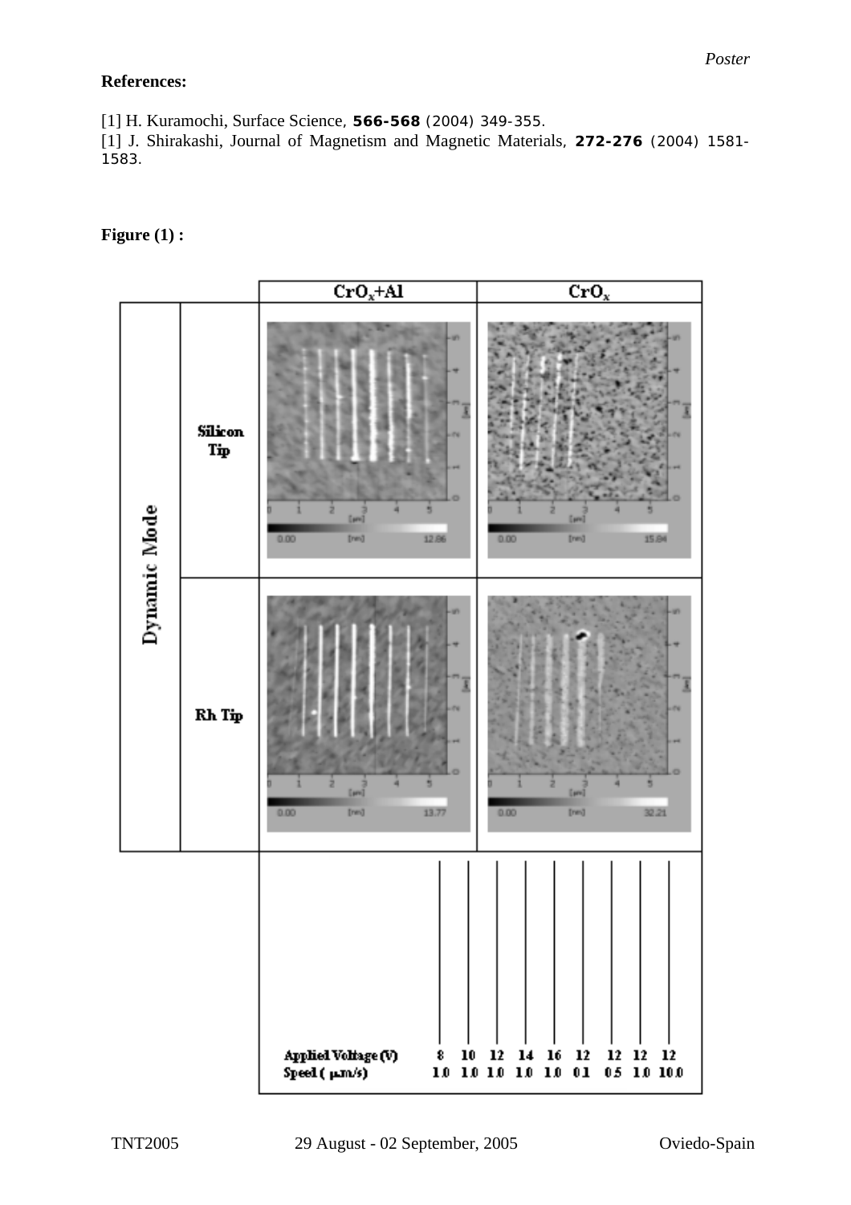**References:**

[1] H. Kuramochi, Surface Science, **566-568** (2004) 349-355.
[1] J. Shirakashi, Journal of Magnetism and Magnetic Materials, **272-276** (2004) 1581-1583.

**Figure (1) :**

$CrO_x$+Al

$CrO_x$

Dynamic Mode

Silicon Tip

Rh Tip

0.00 [nm] 12.86

0.00 [nm] 15.84

0.00 [nm] 13.77

0.00 [nm] 32.21

Applied Voltage (V) 8 10 12 14 16 12 12 12 12

Speed ( μm/s) 1.0 1.0 1.0 1.0 1.0 0.1 0.5 1.0 10.0